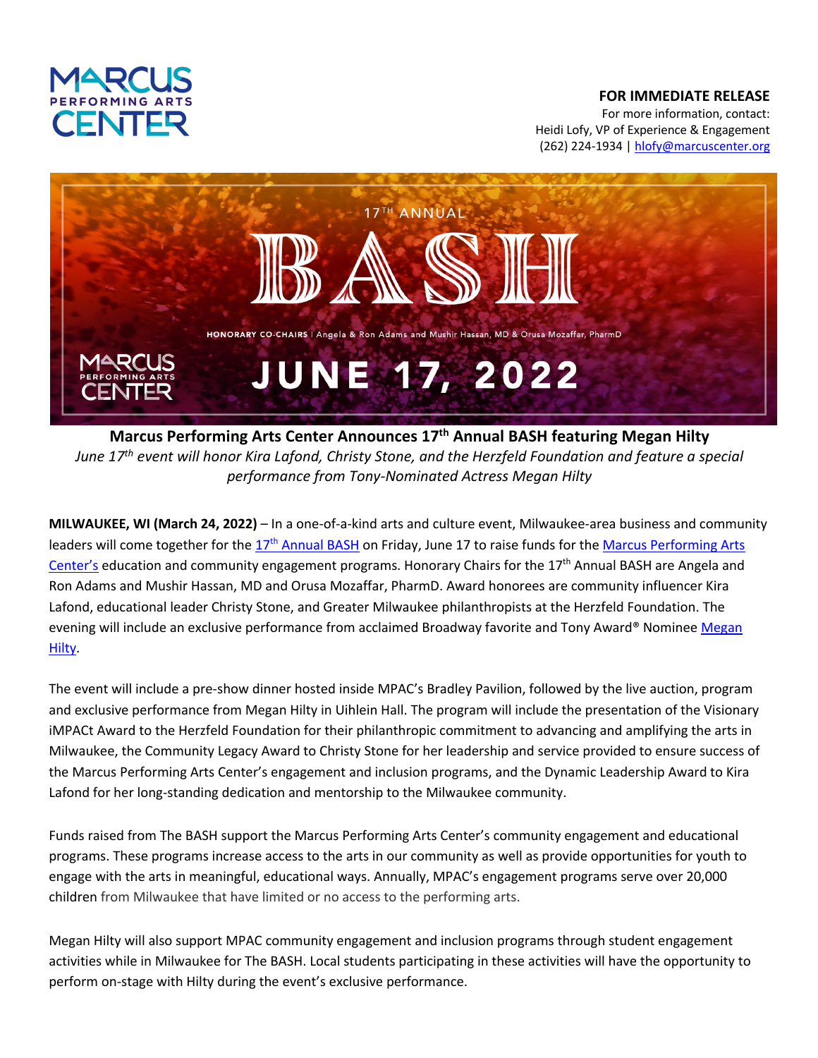**FOR IMMEDIATE RELEASE**
For more information, contact:
Heidi Lofy, VP of Experience & Engagement
(262) 224-1934 | hlofy@marcuscenter.org

17TH ANNUAL

BASH

HONORARY CO-CHAIRS | Angela & Ron Adams and Mushir Hassan, MD & Orusa Mozaffar, PharmD

JUNE 17, 2022

## Marcus Performing Arts Center Announces 17th Annual BASH featuring Megan Hilty

*June 17th event will honor Kira Lafond, Christy Stone, and the Herzfeld Foundation and feature a special performance from Tony-Nominated Actress Megan Hilty*

**MILWAUKEE, WI (March 24, 2022)** – In a one-of-a-kind arts and culture event, Milwaukee-area business and community leaders will come together for the 17th Annual BASH on Friday, June 17 to raise funds for the Marcus Performing Arts Center's education and community engagement programs. Honorary Chairs for the 17th Annual BASH are Angela and Ron Adams and Mushir Hassan, MD and Orusa Mozaffar, PharmD. Award honorees are community influencer Kira Lafond, educational leader Christy Stone, and Greater Milwaukee philanthropists at the Herzfeld Foundation. The evening will include an exclusive performance from acclaimed Broadway favorite and Tony Award® Nominee Megan Hilty.

The event will include a pre-show dinner hosted inside MPAC's Bradley Pavilion, followed by the live auction, program and exclusive performance from Megan Hilty in Uihlein Hall. The program will include the presentation of the Visionary iMPACt Award to the Herzfeld Foundation for their philanthropic commitment to advancing and amplifying the arts in Milwaukee, the Community Legacy Award to Christy Stone for her leadership and service provided to ensure success of the Marcus Performing Arts Center's engagement and inclusion programs, and the Dynamic Leadership Award to Kira Lafond for her long-standing dedication and mentorship to the Milwaukee community.

Funds raised from The BASH support the Marcus Performing Arts Center's community engagement and educational programs. These programs increase access to the arts in our community as well as provide opportunities for youth to engage with the arts in meaningful, educational ways. Annually, MPAC's engagement programs serve over 20,000 children from Milwaukee that have limited or no access to the performing arts.

Megan Hilty will also support MPAC community engagement and inclusion programs through student engagement activities while in Milwaukee for The BASH. Local students participating in these activities will have the opportunity to perform on-stage with Hilty during the event's exclusive performance.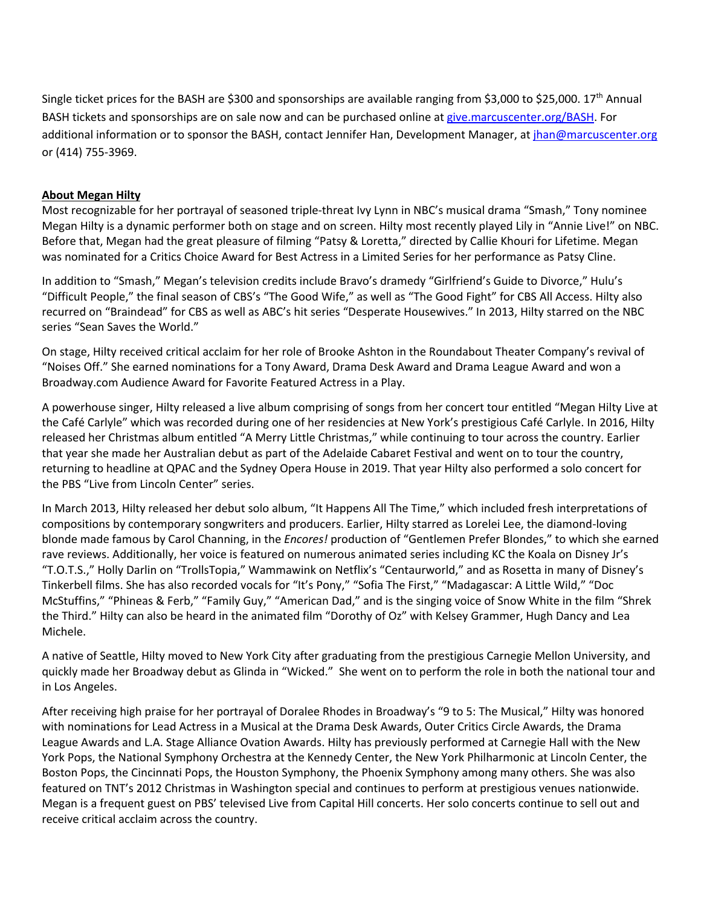Single ticket prices for the BASH are $300 and sponsorships are available ranging from $3,000 to $25,000. 17th Annual BASH tickets and sponsorships are on sale now and can be purchased online at give.marcuscenter.org/BASH. For additional information or to sponsor the BASH, contact Jennifer Han, Development Manager, at jhan@marcuscenter.org or (414) 755-3969.

**About Megan Hilty**

Most recognizable for her portrayal of seasoned triple-threat Ivy Lynn in NBC's musical drama "Smash," Tony nominee Megan Hilty is a dynamic performer both on stage and on screen. Hilty most recently played Lily in "Annie Live!" on NBC. Before that, Megan had the great pleasure of filming "Patsy & Loretta," directed by Callie Khouri for Lifetime. Megan was nominated for a Critics Choice Award for Best Actress in a Limited Series for her performance as Patsy Cline.

In addition to "Smash," Megan's television credits include Bravo's dramedy "Girlfriend's Guide to Divorce," Hulu's "Difficult People," the final season of CBS's "The Good Wife," as well as "The Good Fight" for CBS All Access. Hilty also recurred on "Braindead" for CBS as well as ABC's hit series "Desperate Housewives." In 2013, Hilty starred on the NBC series "Sean Saves the World."

On stage, Hilty received critical acclaim for her role of Brooke Ashton in the Roundabout Theater Company's revival of "Noises Off." She earned nominations for a Tony Award, Drama Desk Award and Drama League Award and won a Broadway.com Audience Award for Favorite Featured Actress in a Play.

A powerhouse singer, Hilty released a live album comprising of songs from her concert tour entitled "Megan Hilty Live at the Café Carlyle" which was recorded during one of her residencies at New York's prestigious Café Carlyle. In 2016, Hilty released her Christmas album entitled "A Merry Little Christmas," while continuing to tour across the country. Earlier that year she made her Australian debut as part of the Adelaide Cabaret Festival and went on to tour the country, returning to headline at QPAC and the Sydney Opera House in 2019. That year Hilty also performed a solo concert for the PBS "Live from Lincoln Center" series.

In March 2013, Hilty released her debut solo album, "It Happens All The Time," which included fresh interpretations of compositions by contemporary songwriters and producers. Earlier, Hilty starred as Lorelei Lee, the diamond-loving blonde made famous by Carol Channing, in the *Encores!* production of "Gentlemen Prefer Blondes," to which she earned rave reviews. Additionally, her voice is featured on numerous animated series including KC the Koala on Disney Jr's "T.O.T.S.," Holly Darlin on "TrollsTopia," Wammawink on Netflix's "Centaurworld," and as Rosetta in many of Disney's Tinkerbell films. She has also recorded vocals for "It's Pony," "Sofia The First," "Madagascar: A Little Wild," "Doc McStuffins," "Phineas & Ferb," "Family Guy," "American Dad," and is the singing voice of Snow White in the film "Shrek the Third." Hilty can also be heard in the animated film "Dorothy of Oz" with Kelsey Grammer, Hugh Dancy and Lea Michele.

A native of Seattle, Hilty moved to New York City after graduating from the prestigious Carnegie Mellon University, and quickly made her Broadway debut as Glinda in "Wicked." She went on to perform the role in both the national tour and in Los Angeles.

After receiving high praise for her portrayal of Doralee Rhodes in Broadway's "9 to 5: The Musical," Hilty was honored with nominations for Lead Actress in a Musical at the Drama Desk Awards, Outer Critics Circle Awards, the Drama League Awards and L.A. Stage Alliance Ovation Awards. Hilty has previously performed at Carnegie Hall with the New York Pops, the National Symphony Orchestra at the Kennedy Center, the New York Philharmonic at Lincoln Center, the Boston Pops, the Cincinnati Pops, the Houston Symphony, the Phoenix Symphony among many others. She was also featured on TNT's 2012 Christmas in Washington special and continues to perform at prestigious venues nationwide. Megan is a frequent guest on PBS' televised Live from Capital Hill concerts. Her solo concerts continue to sell out and receive critical acclaim across the country.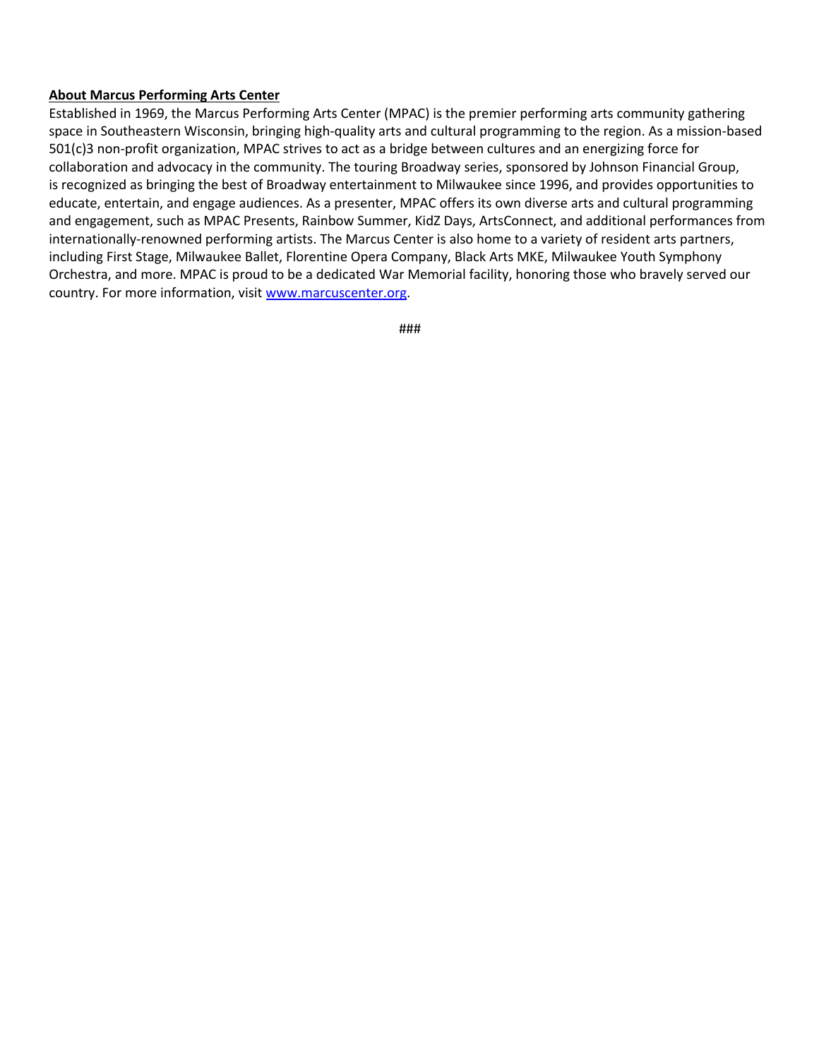**About Marcus Performing Arts Center**

Established in 1969, the Marcus Performing Arts Center (MPAC) is the premier performing arts community gathering space in Southeastern Wisconsin, bringing high-quality arts and cultural programming to the region. As a mission-based 501(c)3 non-profit organization, MPAC strives to act as a bridge between cultures and an energizing force for collaboration and advocacy in the community. The touring Broadway series, sponsored by Johnson Financial Group, is recognized as bringing the best of Broadway entertainment to Milwaukee since 1996, and provides opportunities to educate, entertain, and engage audiences. As a presenter, MPAC offers its own diverse arts and cultural programming and engagement, such as MPAC Presents, Rainbow Summer, KidZ Days, ArtsConnect, and additional performances from internationally-renowned performing artists. The Marcus Center is also home to a variety of resident arts partners, including First Stage, Milwaukee Ballet, Florentine Opera Company, Black Arts MKE, Milwaukee Youth Symphony Orchestra, and more. MPAC is proud to be a dedicated War Memorial facility, honoring those who bravely served our country. For more information, visit [www.marcuscenter.org](http://www.marcuscenter.org).

###